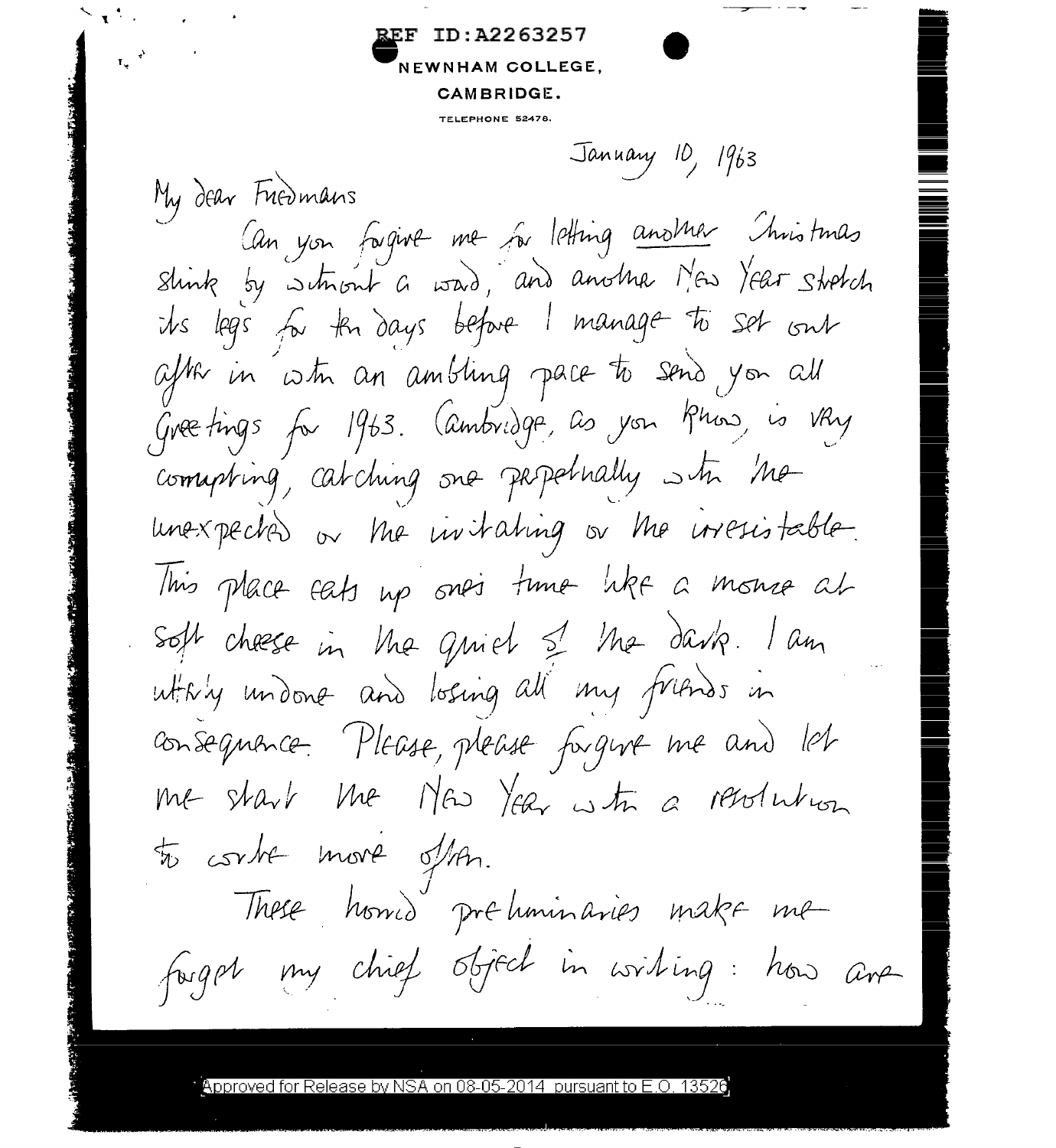REF ID:A2263257

NEWNHAM COLLEGE,
CAMBRIDGE.

TELEPHONE 52478.

January 10, 1963

My dear Friedmans

Can you forgive me for letting *another* Christmas slink by without a word, and another New Year stretch its legs for ten days before I manage to set out after it with an ambling pace to send you all Greetings for 1963. Cambridge, as you know, is very corrupting, catching one perpetually with the unexpected or the irritating or the irresistable. This place eats up one's time like a mouse at soft cheese in the quiet of the dark. I am utterly undone and losing all my friends in consequence. Please, please forgive me and let me start the New Year with a resolution to write more often.

These horrid preliminaries make me forget my chief object in writing: how are

Approved for Release by NSA on 08-05-2014 pursuant to E.O. 13526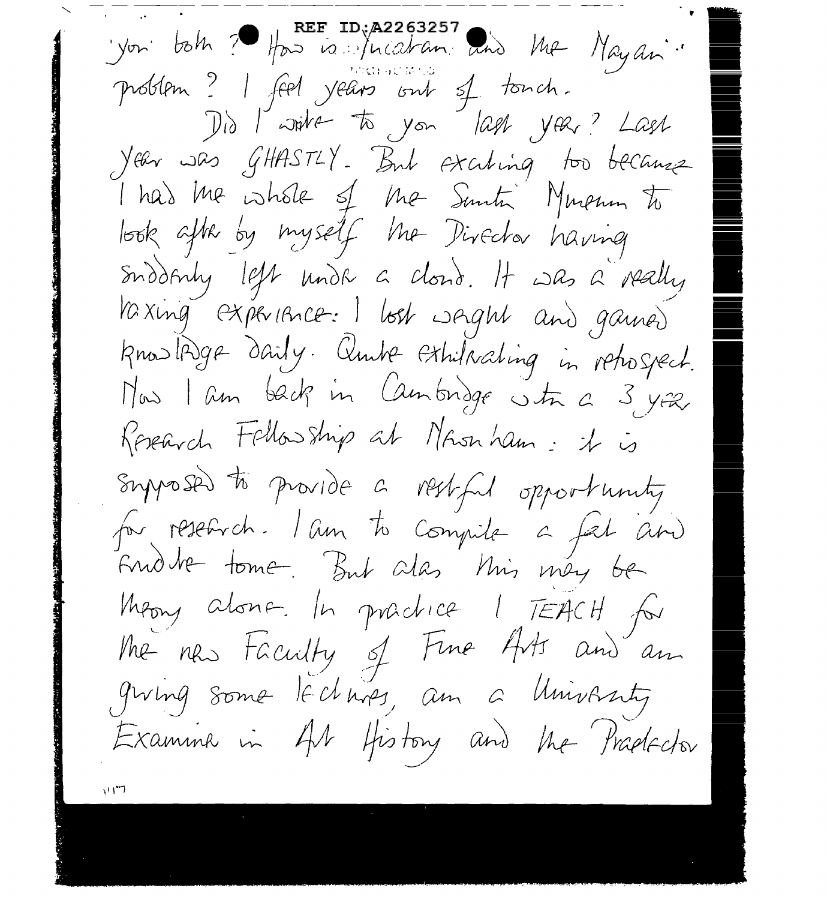you both? How is Yucatan and the Mayan problem? I feel years out of touch.

Did I write to you last year? Last year was GHASTLY. But exciting too because I had the whole of the Smuts Museum to look after by myself the Director having suddenly left under a cloud. It was a really taxing experience: I lost weight and gained knowledge daily. Quite exhilarating in retrospect. Now I am back in Cambridge with a 3 year Research Fellowship at Newnham: it is supposed to provide a restful opportunity for research. I am to compile a fat and erudite tome. But alas this may be theory alone. In practice I TEACH for the new Faculty of Fine Arts and am giving some lectures, am a University Examiner in Art History and the Praelector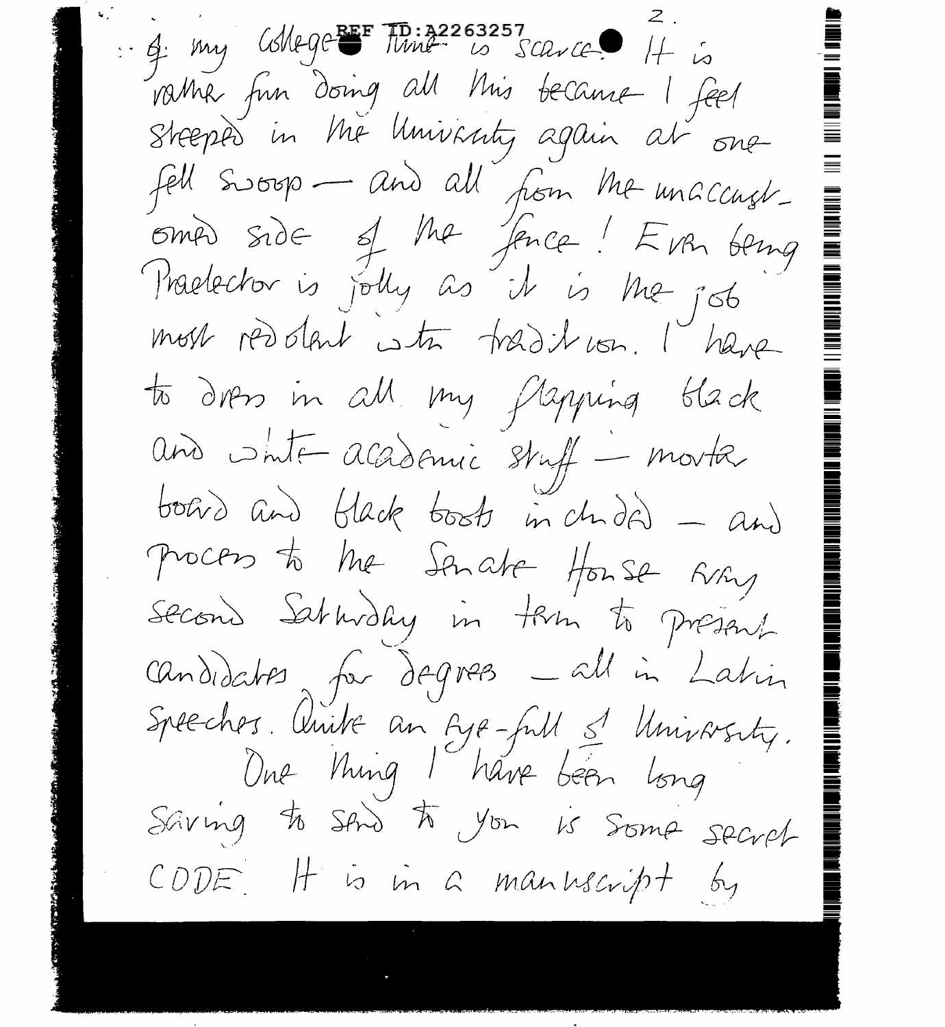of my College time is scarce. It is rather fun doing all this because I feel steeped in the University again at one fell swoop — and all from the unaccustomed side of the fence! Even being Praelector is jolly as it is the job most redolent with tradition. I have to dress in all my flapping black and white academic stuff — mortar board and black boots included — and process to the Senate House every second Saturday in term to present candidates for degrees — all in Latin speeches. Quite an eye-full of University.

One thing I have been long saving to send to you is some secret CODE. It is in a manuscript by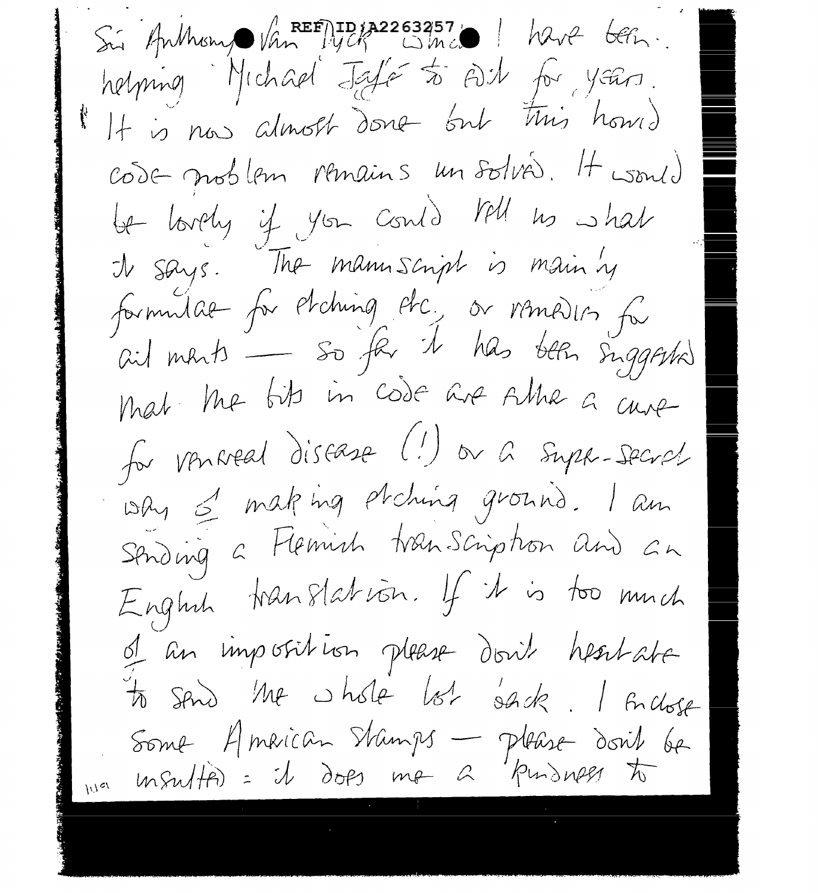Sir Anthony Van Dyck once! I have been helping Michael Jaffé to edit for years. It is now almost done but this horrid code problem remains unsolved. It would be lovely if you could tell us what it says. The manuscript is mainly formulae for etching etc. or remedies for ailments — so far it has been suggested that the bits in code are either a cure for venereal disease (!) or a super-secret way of making etching ground. I am sending a Flemish transcription and an English translation. If it is too much of an imposition please don't hesitate to send the whole lot back. I enclose some American stamps — please don't be insulted: it does me a kindness to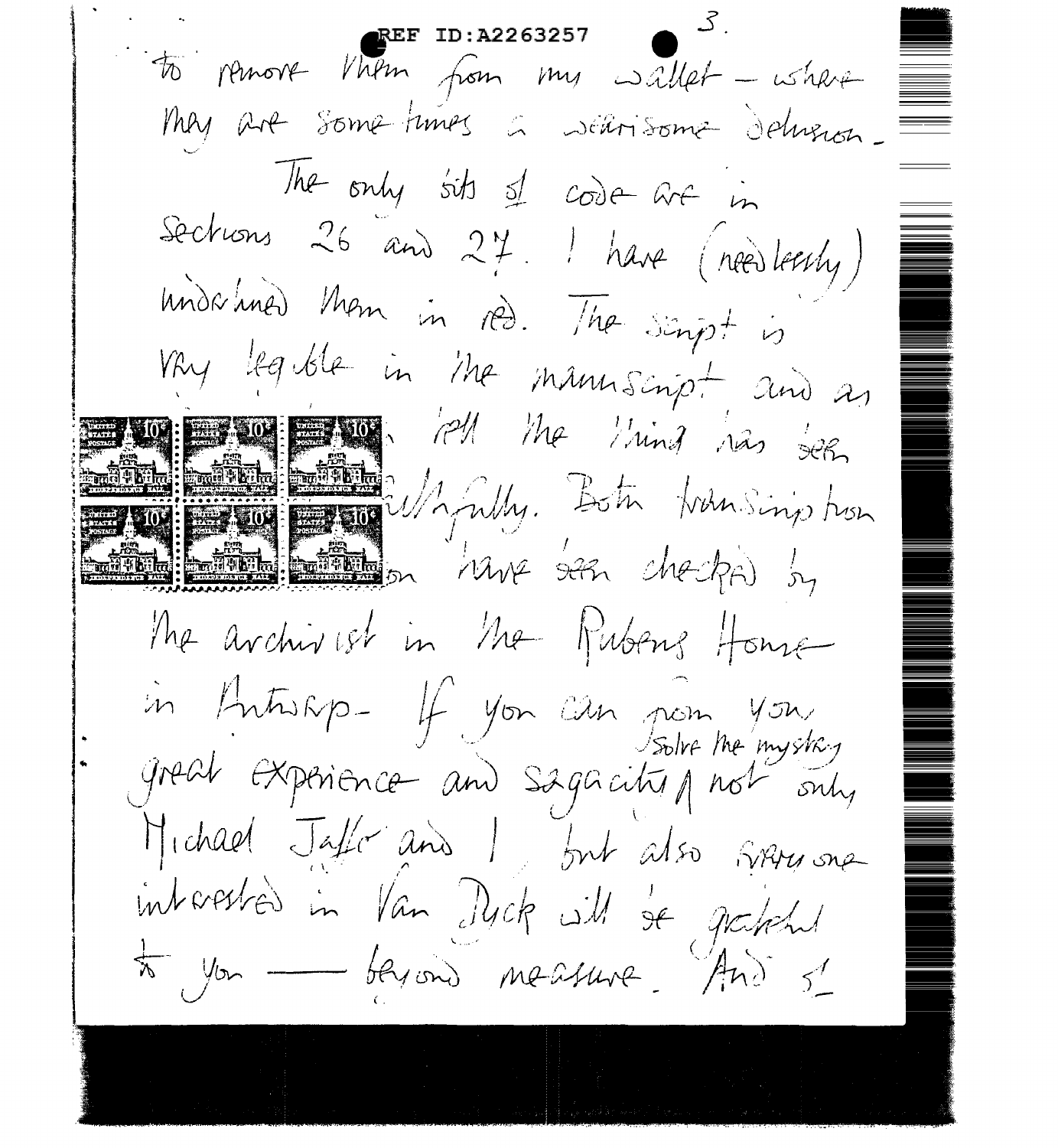REF ID:A2263257

to remove them from my wallet – where they are sometimes a wearisome delusion.

The only bits of code are in Sections 26 and 27. I have (needlessly) underlined them in red. The script is very legible in the manuscript and as [...] tell the thing has been [...]ithfully. Both transcription [...]on have been checked by the archivist in the Rubens House in Antwerp. If you can from your great experience and sagacity solve the mystery not only Michael Jaffe and I but also everyone interested in Van Dyck will be grateful to you — beyond measure. And of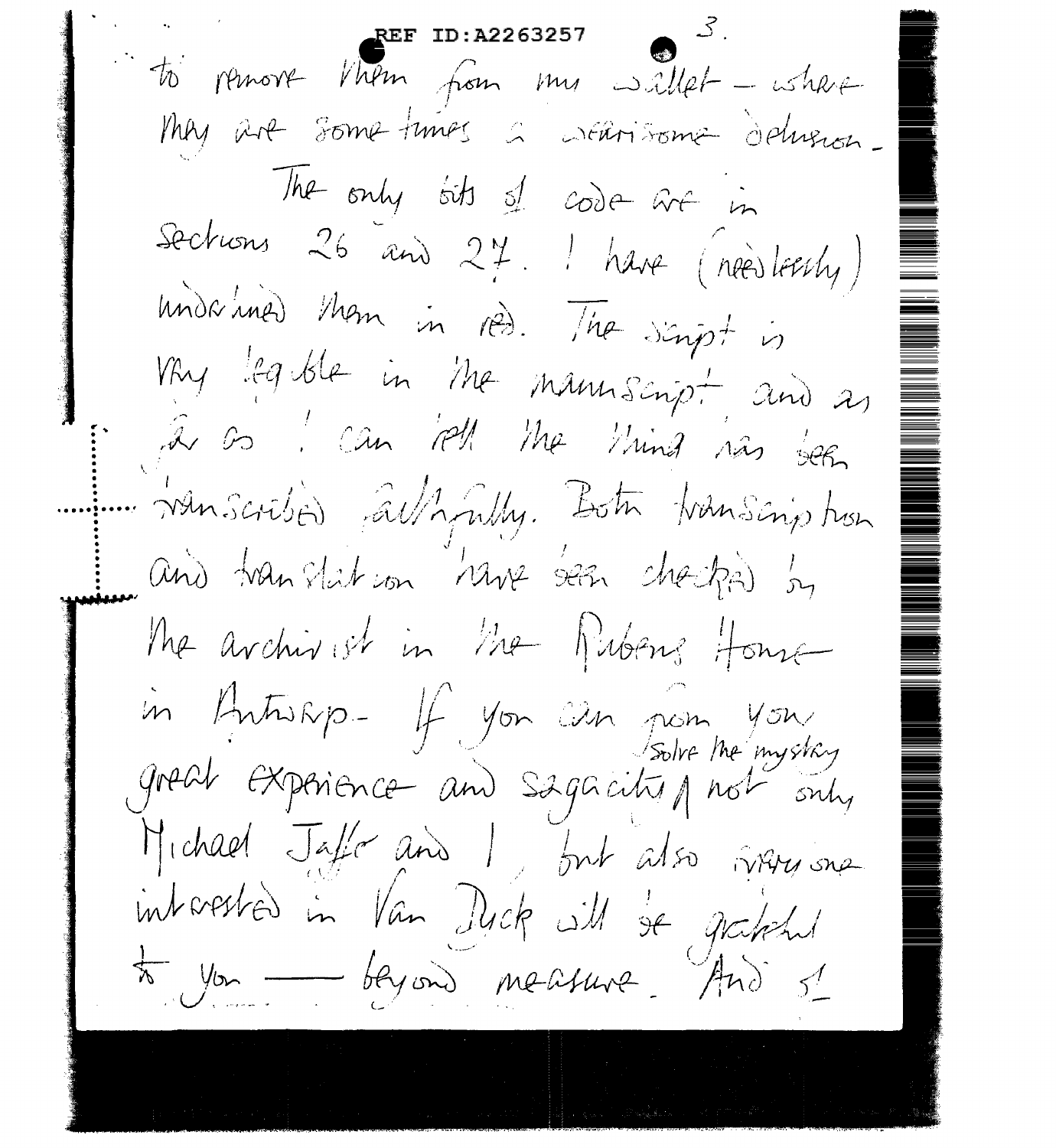to remove them from my wallet – where they are sometimes a wearisome delusion.

The only bits of code are in Sections 26 and 27. I have (needlessly) underlined them in red. The script is very legible in the manuscript and as far as I can tell the thing has been transcribed faithfully. Both transcription and translation have been checked by the archivist in the Rubens House in Antwerp. If you can from your great experience and sagacity solve the mystery not only Michael Jaffe and I, but also everyone interested in Van Dyck will be grateful to you — beyond measure. And so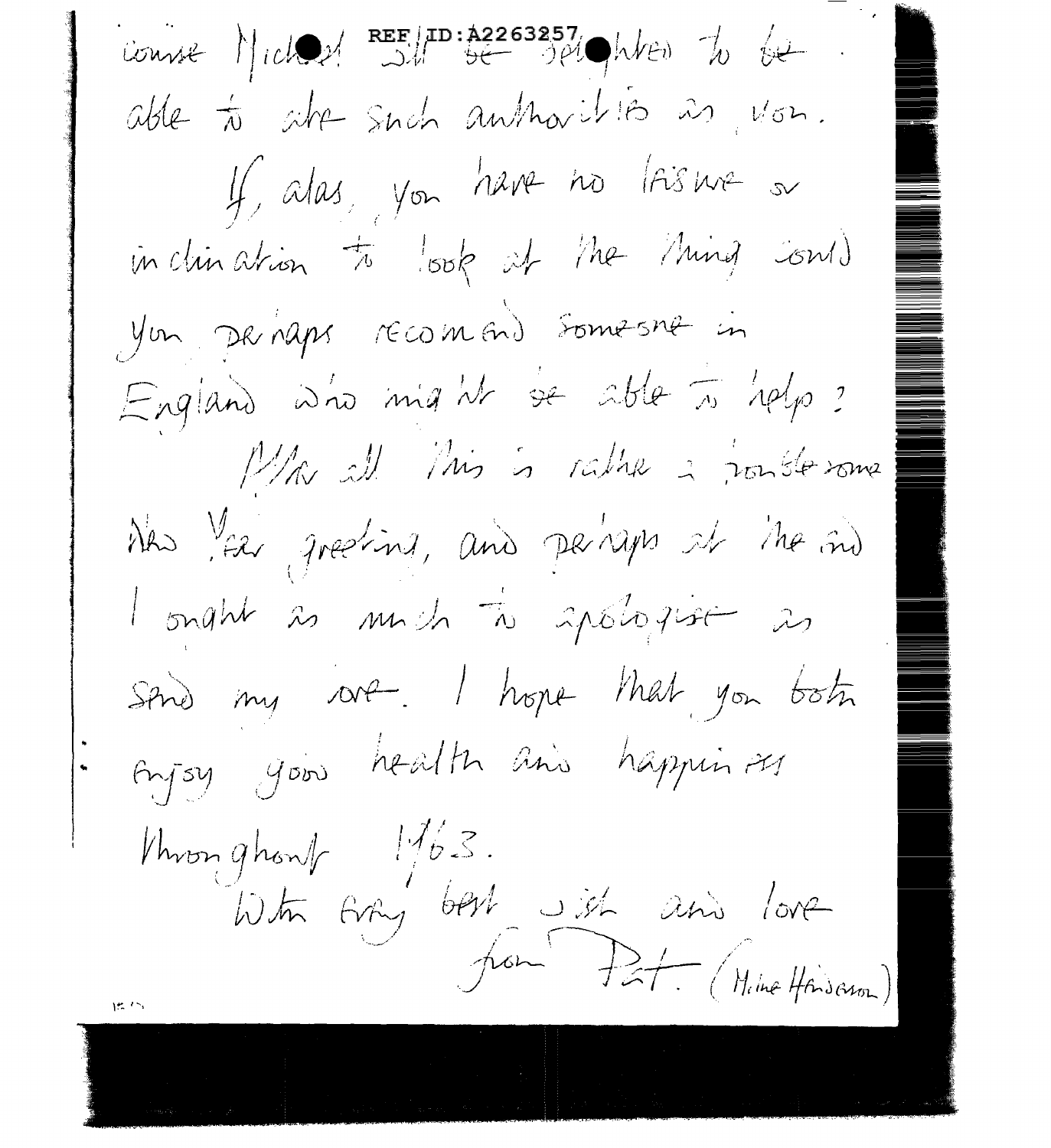course Michael will be delighted to be able to cite such authorities as you.

If, alas, you have no leisure or inclination to look at the thing could you perhaps recommend someone in England who might be able to help?

After all this is rather a troublesome New Year greeting, and perhaps at the end I ought as much to apologise as send my love. I hope that you both enjoy good health and happiness throughout 1963.

With every best wish and love

from Pat. (Maine Henderson)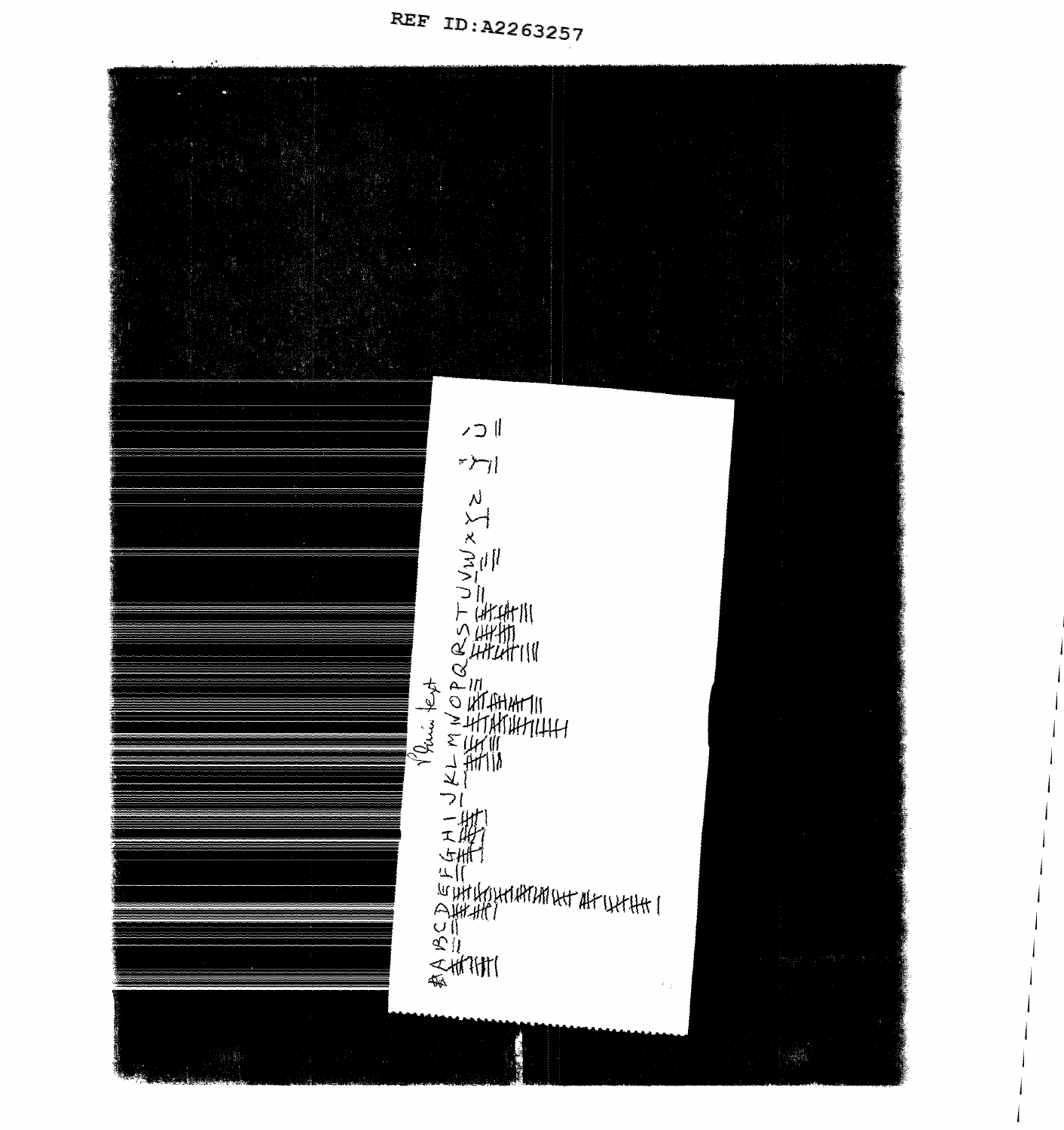Plain text

| Letter | Tally |
|---|---|
| A | 11 |
| B | 2 |
| C | |
| D | 11 |
| E | 46 |
| F | 2 |
| G | 6 |
| H | 6 |
| I | 6 |
| J | 1 |
| K | 1 |
| L | 8 |
| M | 8 |
| N | 23 |
| O | 18 |
| P | 3 |
| Q | |
| R | 14 |
| S | 8 |
| T | 13 |
| U | 2 |
| V | 2 |
| W | 3 |
| X | |
| Y | 1 |
| Z | |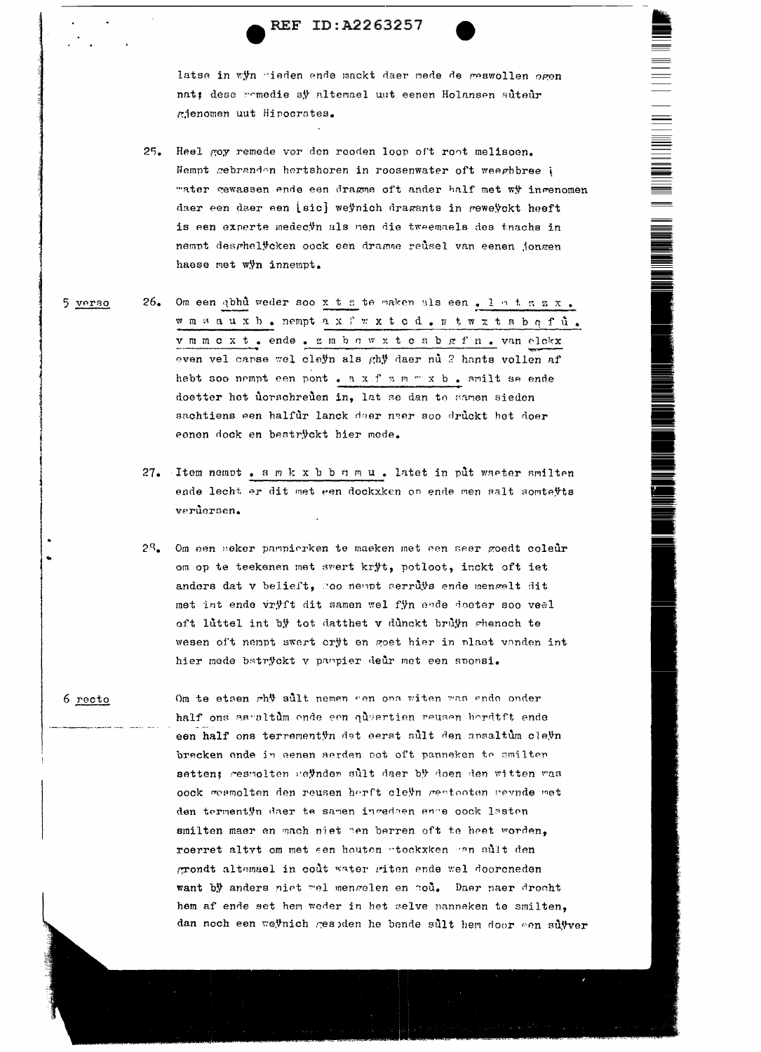latse in wÿn sieden ende mackt daer mede de geswollen ogen nat; dese remedie sÿ altemael uut eenen Holansen aûteûr gjenomen uut Hipocrates.

25. Heel goy remede vor den rooden loop oft root melisoen. Nempt gebranden hertshoren in roosenwater oft weegbbree water gewassen ende een dragme oft ander half met wÿ ingenomen daer een daer een [sic] weÿnich dragants in geweÿckt heeft is een experte medecÿn als men die tweemaels des tnachs in nempt desghelÿcken oock een dragme reûsel van eenen jongen haese met wÿn innempt.

5 verso

26. Om een qbhû weder soo x t s te maken als een . l n t s z x . w m s a u x b . nempt a x f w x t c d . n t w x t s b q f û . v m m c x t . ende . z m b c w x t c s b g f n . van elckx even vel carse wel cleÿn als ghÿ daer nû 2 hants vollen af hebt soo nempt een pont . a x f s m m x b . smilt se ende doetter het ûorschreûen in, lat se dan te samen sieden sachtiens een halfûr lanck daer naer soo drûckt het doer eenen dock en bestrÿckt hier mede.

27. Item nempt . s m k x b b n m u . latet in pût waeter smilten ende lecht er dit met een dockxken on ende men salt somteÿts verûersen.

28. Om een seker pampierken te maeken met een seer goedt coleûr om op te teekenen met swert krÿt, potloot, inckt oft iet anders dat v belieft, soo nempt serrûÿs ende mengelt dit met int ende vrÿft dit samen wel fÿn ende doeter soo veel oft lûttel int bÿ tot datthet v dûnckt brûÿn ghenoch te wesen oft nempt swert crÿt en goet hier in plaet vanden int hier mede bstrÿckt v pampier deûr met een sponsi.

6 recto

Om te etsen ghÿ sûlt nemen een ons witen was ende onder half ons asvaltûm ende een qûaertien reusen herdtft ende een half ons terrementÿn dat eerst sûlt den apsaltûm cleÿn brecken ende in eenen aerden pot oft panneken te smilten setten; gesmolten seÿnde sûlt daer bÿ doen den witten was oock gesmolten den reusen herft cleÿn gestooten seÿnde met den termentÿn daer te samen ingedaen ende oock laten smilten maer en mach niet een berren oft te heet worden, roerret altÿt om met een houten stockxken dan sûlt den grondt altemael in coût water giten ende wel doorcneden want bÿ anders niet wel mengelen en soû. Daer naer droocht hem af ende set hem weder in het selve panneken te smilten, dan noch een weÿnich gesoden he bende sûlt hem door een sûÿver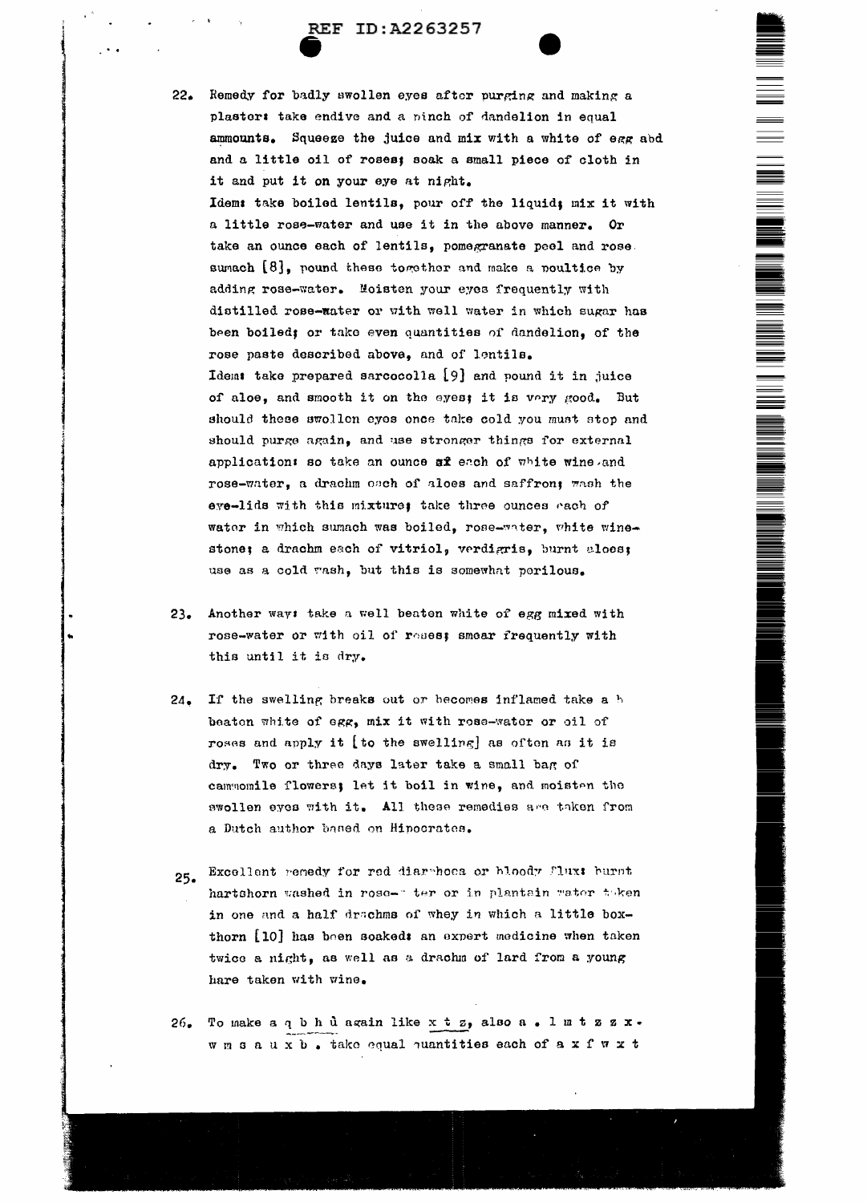REF ID:A2263257

22. Remedy for badly swollen eyes after purging and making a plaster: take endive and a pinch of dandelion in equal ammounts. Squeeze the juice and mix with a white of egg abd and a little oil of roses; soak a small piece of cloth in it and put it on your eye at night.
Idem: take boiled lentils, pour off the liquid; mix it with a little rose-water and use it in the above manner. Or take an ounce each of lentils, pomegranate peel and rose sumach [8], pound these together and make a poultice by adding rose-water. Moisten your eyes frequently with distilled rose-water or with well water in which sugar has been boiled; or take even quantities of dandelion, of the rose paste described above, and of lentils.
Idem: take prepared sarcocolla [9] and pound it in juice of aloe, and smooth it on the eyes; it is very good. But should these swollen eyes once take cold you must stop and should purge again, and use stronger things for external application: so take an ounce of each of white wine and rose-water, a drachm each of aloes and saffron; wash the eye-lids with this mixture; take three ounces each of water in which sumach was boiled, rose-water, white wine-stone; a drachm each of vitriol, verdigris, burnt aloes; use as a cold wash, but this is somewhat perilous.

23. Another way: take a well beaten white of egg mixed with rose-water or with oil of roses; smear frequently with this until it is dry.

24. If the swelling breaks out or becomes inflamed take a beaten white of egg, mix it with rose-water or oil of roses and apply it [to the swelling] as often as it is dry. Two or three days later take a small bag of cammomile flowers; let it boil in wine, and moisten the swollen eyes with it. All these remedies are taken from a Dutch author based on Hipocrates.

25. Excellent remedy for red diarrhoea or bloody flux: burnt hartshorn washed in rose-water or in plantain water taken in one and a half drachms of whey in which a little box-thorn [10] has been soaked: an expert medicine when taken twice a night, as well as a drachm of lard from a young hare taken with wine.

26. To make a q b h ŭ again like x t z, also a . l m t z z x . w m s a u x b . take equal quantities each of a x f w x t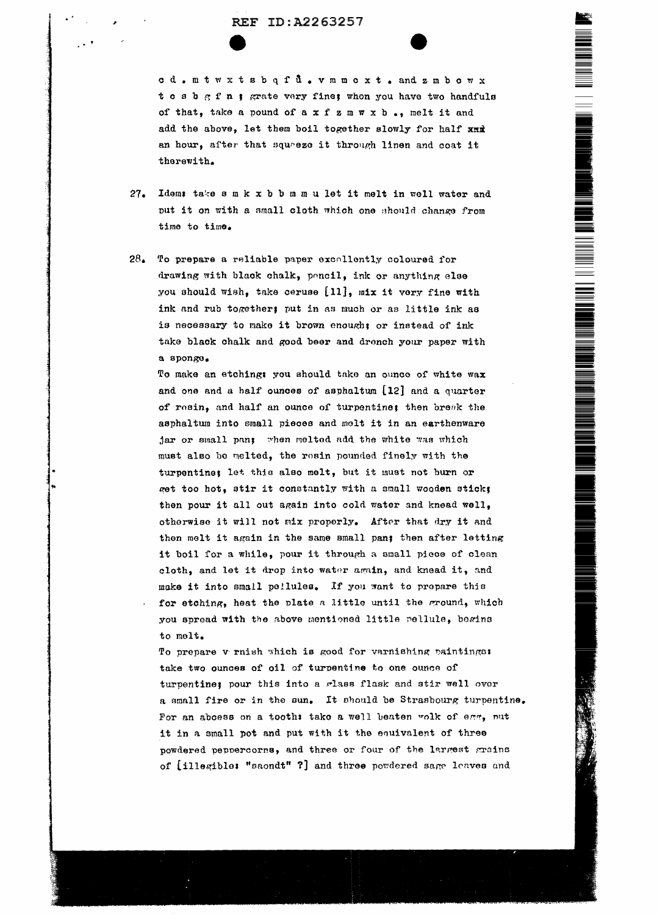c d . m t w x t s b q f û . v m m c x t . and z m b c w x t c s b g f n ; grate very fine; when you have two handfuls of that, take a pound of a x f z m w x b ., melt it and add the above, let them boil together slowly for half ~~xnd~~ an hour, after that squeeze it through linen and coat it therewith.

27. Idem: take s m k x b b m m u let it melt in well water and put it on with a small cloth which one should change from time to time.

28. To prepare a reliable paper excellently coloured for drawing with black chalk, pencil, ink or anything else you should wish, take ceruse [11], mix it very fine with ink and rub together; put in as much or as little ink as is necessary to make it brown enough; or instead of ink take black chalk and good beer and drench your paper with a sponge.

To make an etching: you should take an ounce of white wax and one and a half ounces of asphaltum [12] and a quarter of rosin, and half an ounce of turpentine; then break the asphaltum into small pieces and melt it in an earthenware jar or small pan; when melted add the white was which must also be melted, the rosin pounded finely with the turpentine; let this also melt, but it must not burn or get too hot, stir it constantly with a small wooden stick; then pour it all out again into cold water and knead well, otherwise it will not mix properly. After that dry it and then melt it again in the same small pan; then after letting it boil for a while, pour it through a small piece of clean cloth, and let it drop into water again, and knead it, and make it into small pellules. If you want to prepare this for etching, heat the plate a little until the ground, which you spread with the above mentioned little pellule, begins to melt.

To prepare varnish which is good for varnishing paintings: take two ounces of oil of turpentine to one ounce of turpentine; pour this into a glass flask and stir well over a small fire or in the sun. It should be Strasbourg turpentine.

For an abcess on a tooth: take a well beaten yolk of egg, put it in a small pot and put with it the equivalent of three powdered peppercorns, and three or four of the largest grains of [illegible: "saondt" ?] and three powdered sage leaves and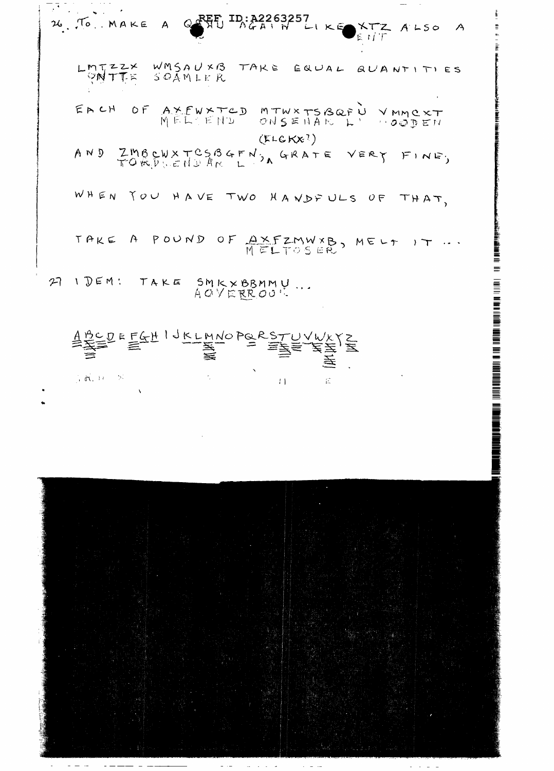26. TO MAKE A Q●HU AGAIN LIKE ●XTZ ALSO A
ENT

LMTZZX WMSAUXB TAKE EQUAL QUANTITIES
ONTTE SOAMLER

EACH OF AXFWXTCD MTWXTSBQFU VMMCXT
MELTEND ONSENAN L' WOODEN

(ELCKX?)

AND ZMBCWXTCSBGFN, GRATE VERY FINE,
TOMPUENDAN L

WHEN YOU HAVE TWO HANDFULS OF THAT,

TAKE A POUND OF AXFZMWXB, MELT IT ...
MELTOSER

27 IDEM: TAKE SMKXBBMMU...
AOVERROON

ABCDEFGHIJKLMNOPQRSTUVWXYZ